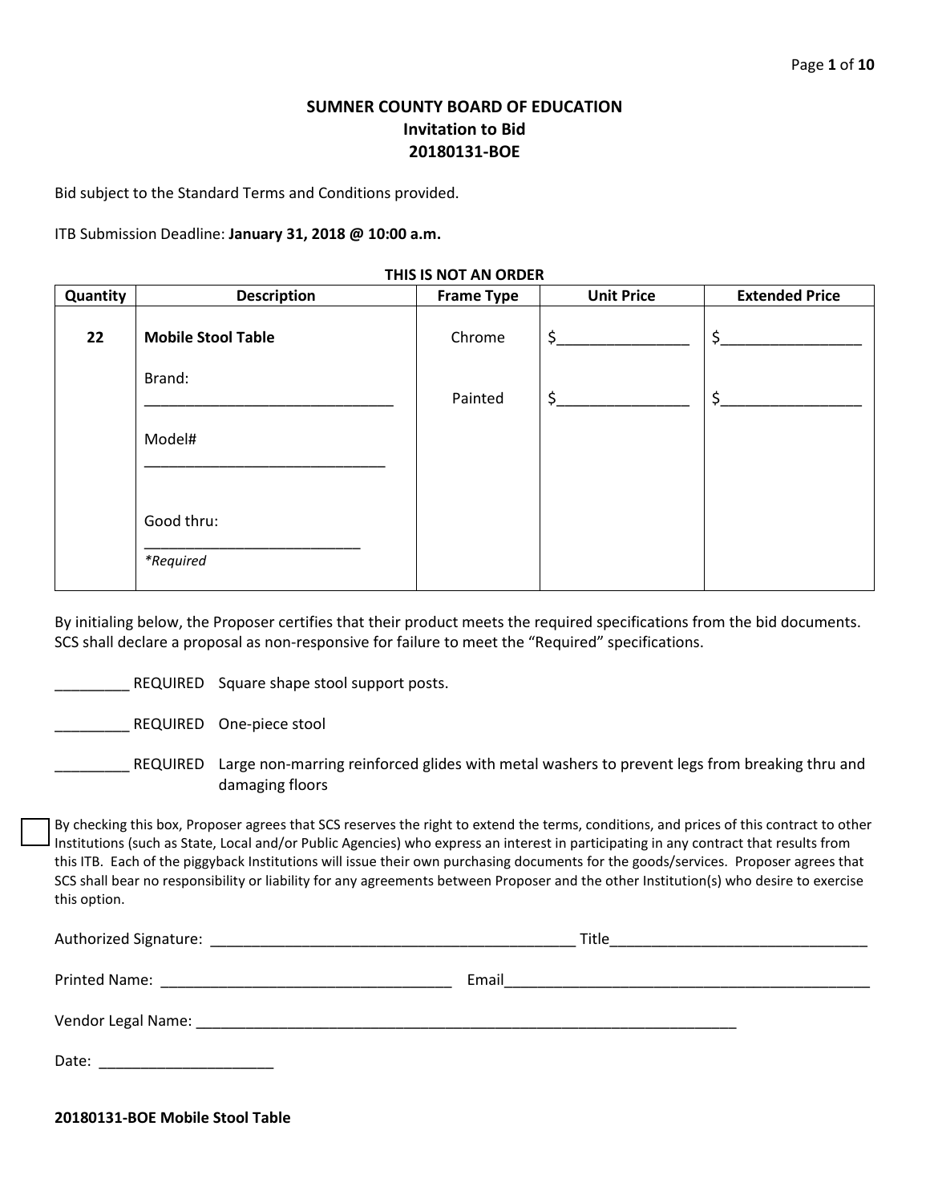**SUMNER COUNTY BOARD OF EDUCATION**
**Invitation to Bid**
**20180131-BOE**

Bid subject to the Standard Terms and Conditions provided.

ITB Submission Deadline: **January 31, 2018 @ 10:00 a.m.**

**THIS IS NOT AN ORDER**

| Quantity | Description | Frame Type | Unit Price | Extended Price |
|---|---|---|---|---|
| **22** | **Mobile Stool Table**<br><br>Brand: ______________________________<br><br>Model# ______________________________<br><br>Good thru: ___________________________<br>*\*Required* | Chrome<br><br>Painted | $________________<br><br>$________________ | $_________________<br><br>$_________________ |

By initialing below, the Proposer certifies that their product meets the required specifications from the bid documents. SCS shall declare a proposal as non-responsive for failure to meet the "Required" specifications.

_________ REQUIRED Square shape stool support posts.

_________ REQUIRED One-piece stool

_________ REQUIRED Large non-marring reinforced glides with metal washers to prevent legs from breaking thru and damaging floors

☐ By checking this box, Proposer agrees that SCS reserves the right to extend the terms, conditions, and prices of this contract to other Institutions (such as State, Local and/or Public Agencies) who express an interest in participating in any contract that results from this ITB. Each of the piggyback Institutions will issue their own purchasing documents for the goods/services. Proposer agrees that SCS shall bear no responsibility or liability for any agreements between Proposer and the other Institution(s) who desire to exercise this option.

Authorized Signature: _____________________________________________ Title________________________________

Printed Name: ___________________________________ Email______________________________________________

Vendor Legal Name: ____________________________________________________________________

Date: _____________________

**20180131-BOE Mobile Stool Table**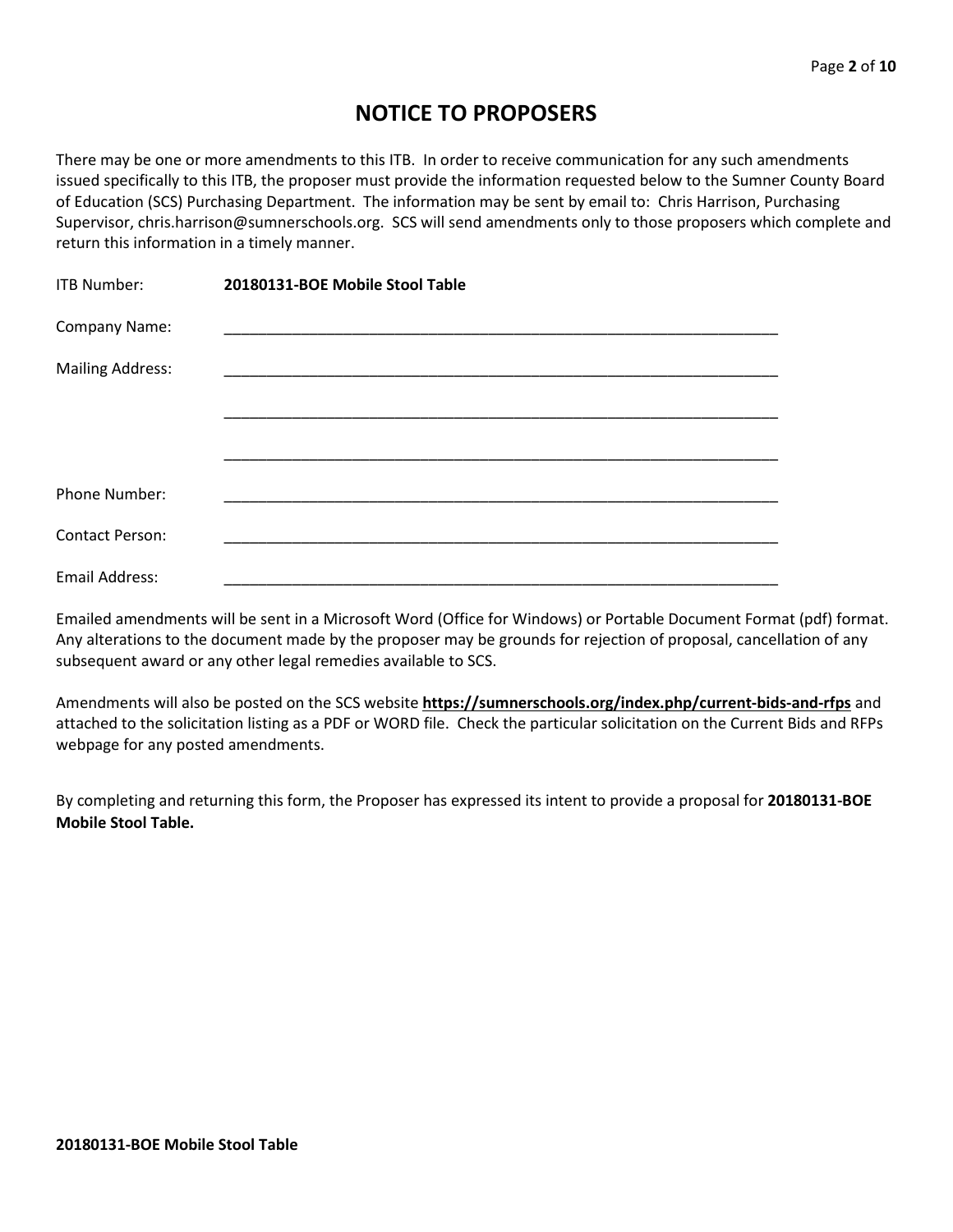# NOTICE TO PROPOSERS

There may be one or more amendments to this ITB. In order to receive communication for any such amendments issued specifically to this ITB, the proposer must provide the information requested below to the Sumner County Board of Education (SCS) Purchasing Department. The information may be sent by email to: Chris Harrison, Purchasing Supervisor, chris.harrison@sumnerschools.org. SCS will send amendments only to those proposers which complete and return this information in a timely manner.

ITB Number: **20180131-BOE Mobile Stool Table**

Company Name: ____________________________________________________________________

Mailing Address: ____________________________________________________________________

____________________________________________________________________

____________________________________________________________________

Phone Number: ____________________________________________________________________

Contact Person: ____________________________________________________________________

Email Address: ____________________________________________________________________

Emailed amendments will be sent in a Microsoft Word (Office for Windows) or Portable Document Format (pdf) format. Any alterations to the document made by the proposer may be grounds for rejection of proposal, cancellation of any subsequent award or any other legal remedies available to SCS.

Amendments will also be posted on the SCS website **https://sumnerschools.org/index.php/current-bids-and-rfps** and attached to the solicitation listing as a PDF or WORD file. Check the particular solicitation on the Current Bids and RFPs webpage for any posted amendments.

By completing and returning this form, the Proposer has expressed its intent to provide a proposal for **20180131-BOE Mobile Stool Table.**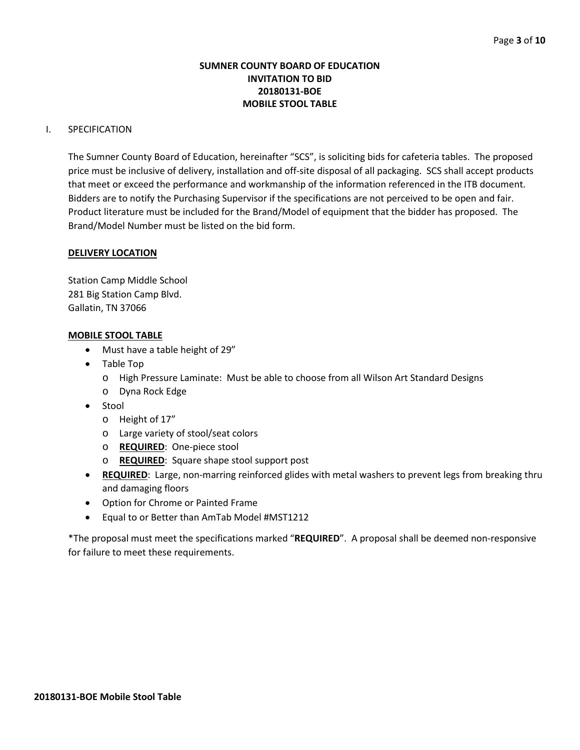# SUMNER COUNTY BOARD OF EDUCATION
## INVITATION TO BID
## 20180131-BOE
## MOBILE STOOL TABLE

I. SPECIFICATION

The Sumner County Board of Education, hereinafter "SCS", is soliciting bids for cafeteria tables. The proposed price must be inclusive of delivery, installation and off-site disposal of all packaging. SCS shall accept products that meet or exceed the performance and workmanship of the information referenced in the ITB document. Bidders are to notify the Purchasing Supervisor if the specifications are not perceived to be open and fair. Product literature must be included for the Brand/Model of equipment that the bidder has proposed. The Brand/Model Number must be listed on the bid form.

**DELIVERY LOCATION**

Station Camp Middle School
281 Big Station Camp Blvd.
Gallatin, TN 37066

**MOBILE STOOL TABLE**

- Must have a table height of 29"
- Table Top
  - High Pressure Laminate: Must be able to choose from all Wilson Art Standard Designs
  - Dyna Rock Edge
- Stool
  - Height of 17"
  - Large variety of stool/seat colors
  - **REQUIRED**: One-piece stool
  - **REQUIRED**: Square shape stool support post
- **REQUIRED**: Large, non-marring reinforced glides with metal washers to prevent legs from breaking thru and damaging floors
- Option for Chrome or Painted Frame
- Equal to or Better than AmTab Model #MST1212

*The proposal must meet the specifications marked "**REQUIRED**". A proposal shall be deemed non-responsive for failure to meet these requirements.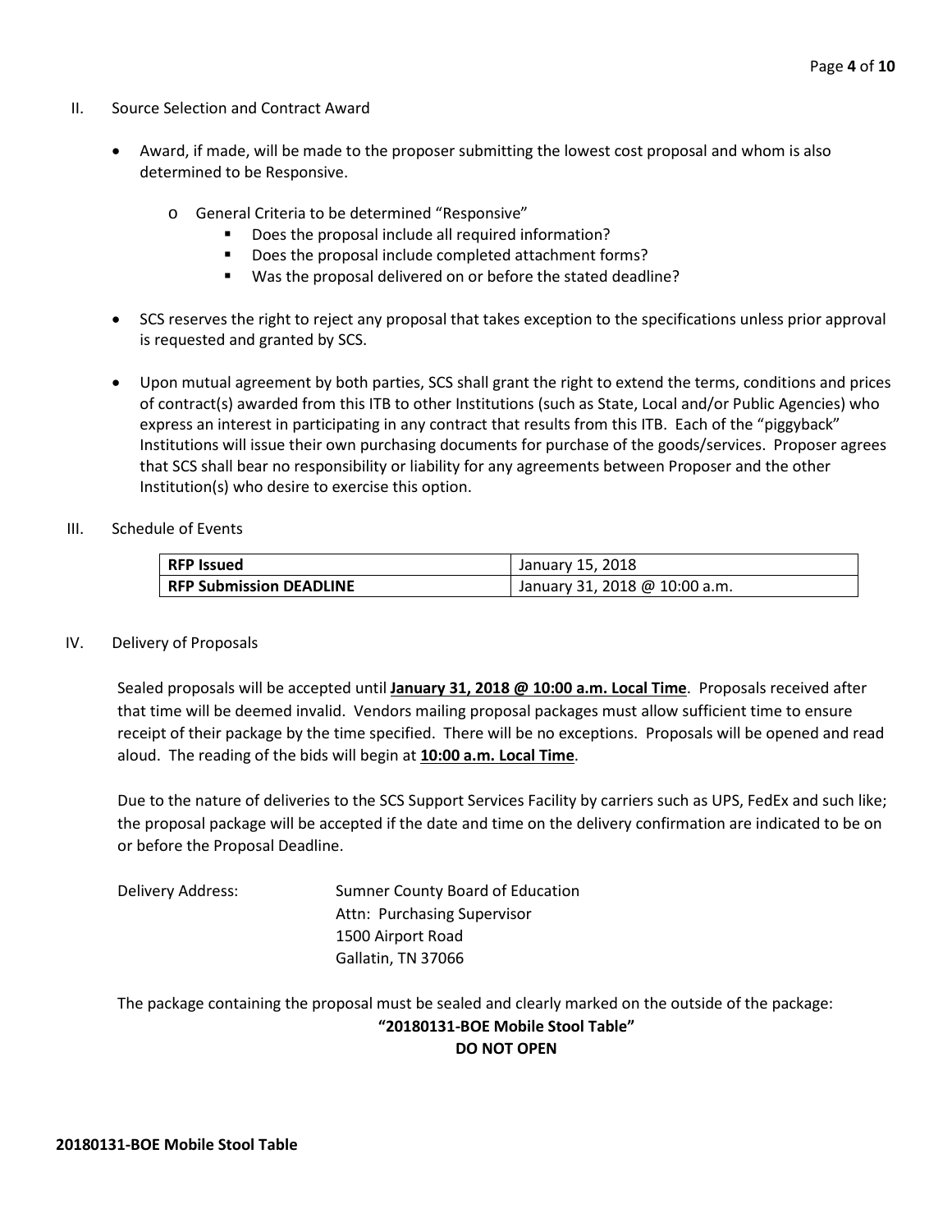## II. Source Selection and Contract Award

- Award, if made, will be made to the proposer submitting the lowest cost proposal and whom is also determined to be Responsive.
  - General Criteria to be determined "Responsive"
    - Does the proposal include all required information?
    - Does the proposal include completed attachment forms?
    - Was the proposal delivered on or before the stated deadline?
- SCS reserves the right to reject any proposal that takes exception to the specifications unless prior approval is requested and granted by SCS.
- Upon mutual agreement by both parties, SCS shall grant the right to extend the terms, conditions and prices of contract(s) awarded from this ITB to other Institutions (such as State, Local and/or Public Agencies) who express an interest in participating in any contract that results from this ITB. Each of the "piggyback" Institutions will issue their own purchasing documents for purchase of the goods/services. Proposer agrees that SCS shall bear no responsibility or liability for any agreements between Proposer and the other Institution(s) who desire to exercise this option.

## III. Schedule of Events

| | |
|---|---|
| **RFP Issued** | January 15, 2018 |
| **RFP Submission DEADLINE** | January 31, 2018 @ 10:00 a.m. |

## IV. Delivery of Proposals

Sealed proposals will be accepted until **January 31, 2018 @ 10:00 a.m. Local Time**. Proposals received after that time will be deemed invalid. Vendors mailing proposal packages must allow sufficient time to ensure receipt of their package by the time specified. There will be no exceptions. Proposals will be opened and read aloud. The reading of the bids will begin at **10:00 a.m. Local Time**.

Due to the nature of deliveries to the SCS Support Services Facility by carriers such as UPS, FedEx and such like; the proposal package will be accepted if the date and time on the delivery confirmation are indicated to be on or before the Proposal Deadline.

Delivery Address:

Sumner County Board of Education
Attn: Purchasing Supervisor
1500 Airport Road
Gallatin, TN 37066

The package containing the proposal must be sealed and clearly marked on the outside of the package:

**"20180131-BOE Mobile Stool Table"**

**DO NOT OPEN**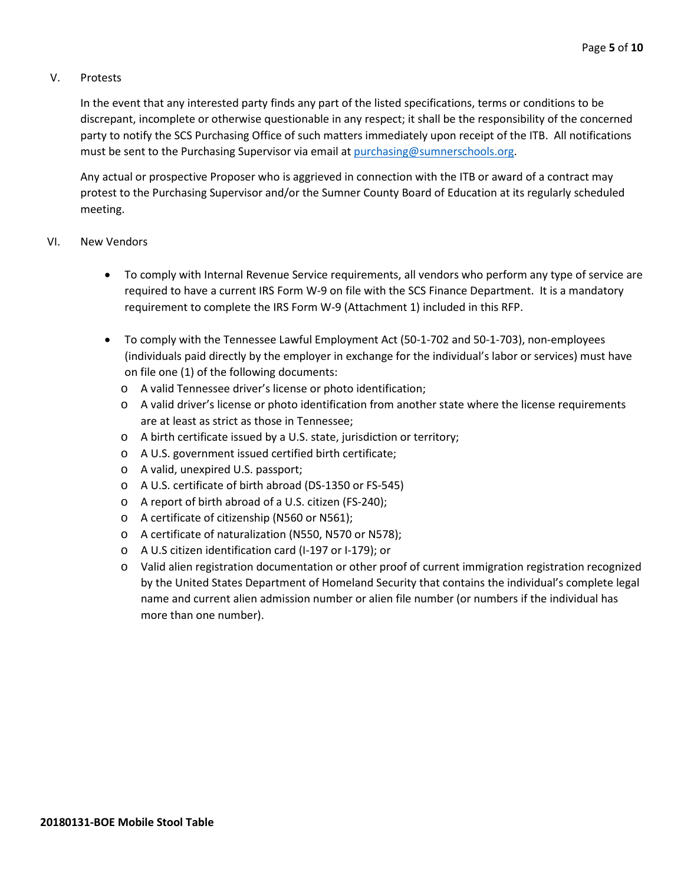## V. Protests

In the event that any interested party finds any part of the listed specifications, terms or conditions to be discrepant, incomplete or otherwise questionable in any respect; it shall be the responsibility of the concerned party to notify the SCS Purchasing Office of such matters immediately upon receipt of the ITB. All notifications must be sent to the Purchasing Supervisor via email at purchasing@sumnerschools.org.

Any actual or prospective Proposer who is aggrieved in connection with the ITB or award of a contract may protest to the Purchasing Supervisor and/or the Sumner County Board of Education at its regularly scheduled meeting.

## VI. New Vendors

- To comply with Internal Revenue Service requirements, all vendors who perform any type of service are required to have a current IRS Form W-9 on file with the SCS Finance Department. It is a mandatory requirement to complete the IRS Form W-9 (Attachment 1) included in this RFP.
- To comply with the Tennessee Lawful Employment Act (50-1-702 and 50-1-703), non-employees (individuals paid directly by the employer in exchange for the individual's labor or services) must have on file one (1) of the following documents:
  - A valid Tennessee driver's license or photo identification;
  - A valid driver's license or photo identification from another state where the license requirements are at least as strict as those in Tennessee;
  - A birth certificate issued by a U.S. state, jurisdiction or territory;
  - A U.S. government issued certified birth certificate;
  - A valid, unexpired U.S. passport;
  - A U.S. certificate of birth abroad (DS-1350 or FS-545)
  - A report of birth abroad of a U.S. citizen (FS-240);
  - A certificate of citizenship (N560 or N561);
  - A certificate of naturalization (N550, N570 or N578);
  - A U.S citizen identification card (I-197 or I-179); or
  - Valid alien registration documentation or other proof of current immigration registration recognized by the United States Department of Homeland Security that contains the individual's complete legal name and current alien admission number or alien file number (or numbers if the individual has more than one number).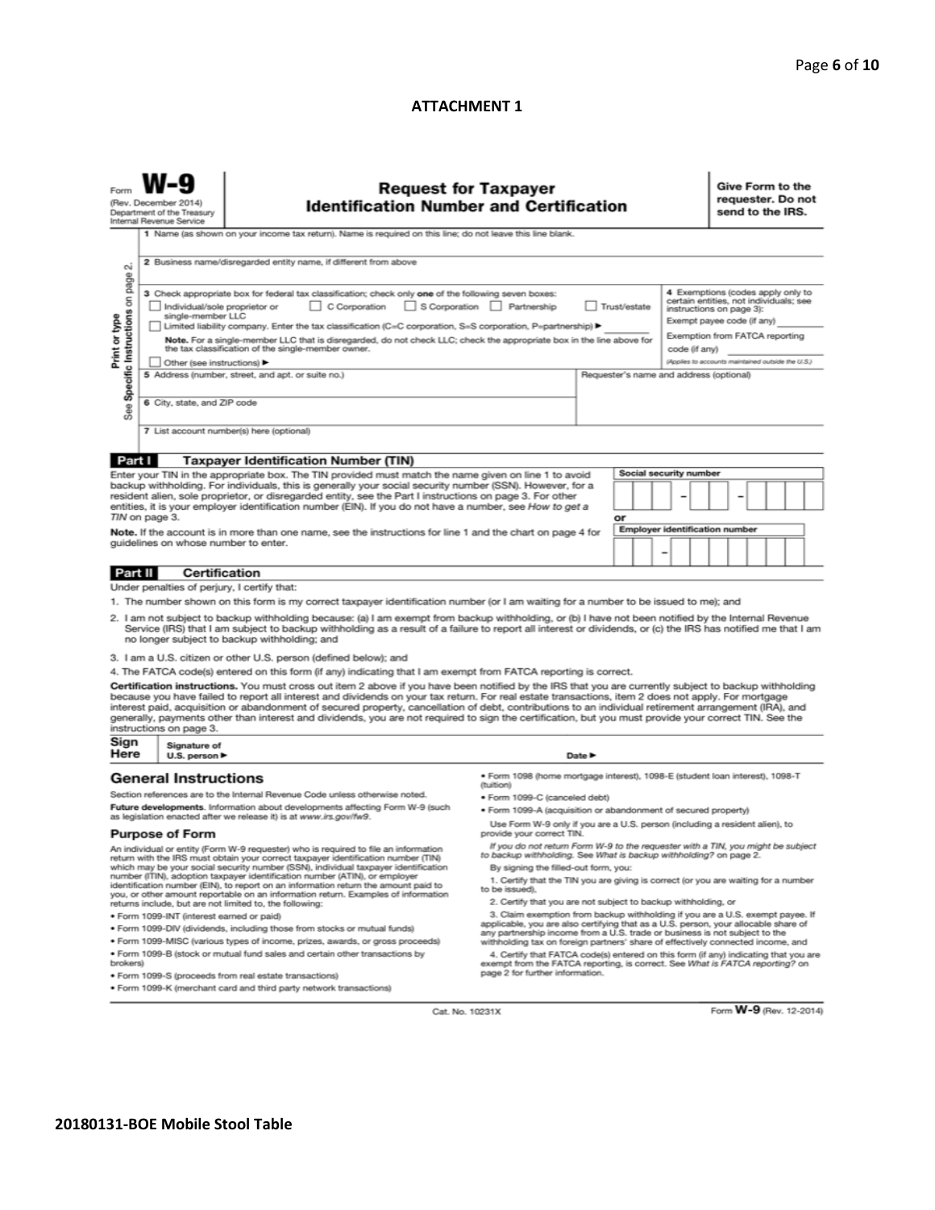**ATTACHMENT 1**

Form **W-9**
(Rev. December 2014)
Department of the Treasury
Internal Revenue Service

# Request for Taxpayer Identification Number and Certification

**Give Form to the requester. Do not send to the IRS.**

Print or type
See **Specific Instructions** on page 2.

1 Name (as shown on your income tax return). Name is required on this line; do not leave this line blank.

2 Business name/disregarded entity name, if different from above

3 Check appropriate box for federal tax classification; check only **one** of the following seven boxes:

☐ Individual/sole proprietor or single-member LLC ☐ C Corporation ☐ S Corporation ☐ Partnership ☐ Trust/estate

☐ Limited liability company. Enter the tax classification (C=C corporation, S=S corporation, P=partnership) ► ________

**Note.** For a single-member LLC that is disregarded, do not check LLC; check the appropriate box in the line above for the tax classification of the single-member owner.

☐ Other (see instructions) ►

4 Exemptions (codes apply only to certain entities, not individuals; see instructions on page 3):

Exempt payee code (if any) ________

Exemption from FATCA reporting code (if any) ________

*(Applies to accounts maintained outside the U.S.)*

5 Address (number, street, and apt. or suite no.)

Requester's name and address (optional)

6 City, state, and ZIP code

7 List account number(s) here (optional)

## Part I Taxpayer Identification Number (TIN)

Enter your TIN in the appropriate box. The TIN provided must match the name given on line 1 to avoid backup withholding. For individuals, this is generally your social security number (SSN). However, for a resident alien, sole proprietor, or disregarded entity, see the Part I instructions on page 3. For other entities, it is your employer identification number (EIN). If you do not have a number, see *How to get a TIN* on page 3.

**Note.** If the account is in more than one name, see the instructions for line 1 and the chart on page 4 for guidelines on whose number to enter.

**Social security number**

☐☐☐ – ☐☐ – ☐☐☐☐

**or**

**Employer identification number**

☐☐ – ☐☐☐☐☐☐☐

## Part II Certification

Under penalties of perjury, I certify that:

1. The number shown on this form is my correct taxpayer identification number (or I am waiting for a number to be issued to me); and
2. I am not subject to backup withholding because: (a) I am exempt from backup withholding, or (b) I have not been notified by the Internal Revenue Service (IRS) that I am subject to backup withholding as a result of a failure to report all interest or dividends, or (c) the IRS has notified me that I am no longer subject to backup withholding; and
3. I am a U.S. citizen or other U.S. person (defined below); and
4. The FATCA code(s) entered on this form (if any) indicating that I am exempt from FATCA reporting is correct.

**Certification instructions.** You must cross out item 2 above if you have been notified by the IRS that you are currently subject to backup withholding because you have failed to report all interest and dividends on your tax return. For real estate transactions, item 2 does not apply. For mortgage interest paid, acquisition or abandonment of secured property, cancellation of debt, contributions to an individual retirement arrangement (IRA), and generally, payments other than interest and dividends, you are not required to sign the certification, but you must provide your correct TIN. See the instructions on page 3.

**Sign Here** Signature of U.S. person ► Date ►

## General Instructions

Section references are to the Internal Revenue Code unless otherwise noted.

**Future developments.** Information about developments affecting Form W-9 (such as legislation enacted after we release it) is at *www.irs.gov/fw9*.

### Purpose of Form

An individual or entity (Form W-9 requester) who is required to file an information return with the IRS must obtain your correct taxpayer identification number (TIN) which may be your social security number (SSN), individual taxpayer identification number (ITIN), adoption taxpayer identification number (ATIN), or employer identification number (EIN), to report on an information return the amount paid to you, or other amount reportable on an information return. Examples of information returns include, but are not limited to, the following:

- Form 1099-INT (interest earned or paid)
- Form 1099-DIV (dividends, including those from stocks or mutual funds)
- Form 1099-MISC (various types of income, prizes, awards, or gross proceeds)
- Form 1099-B (stock or mutual fund sales and certain other transactions by brokers)
- Form 1099-S (proceeds from real estate transactions)
- Form 1099-K (merchant card and third party network transactions)
- Form 1098 (home mortgage interest), 1098-E (student loan interest), 1098-T (tuition)
- Form 1099-C (canceled debt)
- Form 1099-A (acquisition or abandonment of secured property)

Use Form W-9 only if you are a U.S. person (including a resident alien), to provide your correct TIN.

*If you do not return Form W-9 to the requester with a TIN, you might be subject to backup withholding. See What is backup withholding? on page 2.*

By signing the filled-out form, you:

1. Certify that the TIN you are giving is correct (or you are waiting for a number to be issued),
2. Certify that you are not subject to backup withholding, or
3. Claim exemption from backup withholding if you are a U.S. exempt payee. If applicable, you are also certifying that as a U.S. person, your allocable share of any partnership income from a U.S. trade or business is not subject to the withholding tax on foreign partners' share of effectively connected income, and
4. Certify that FATCA code(s) entered on this form (if any) indicating that you are exempt from the FATCA reporting, is correct. See *What is FATCA reporting?* on page 2 for further information.

Cat. No. 10231X

Form **W-9** (Rev. 12-2014)

**20180131-BOE Mobile Stool Table**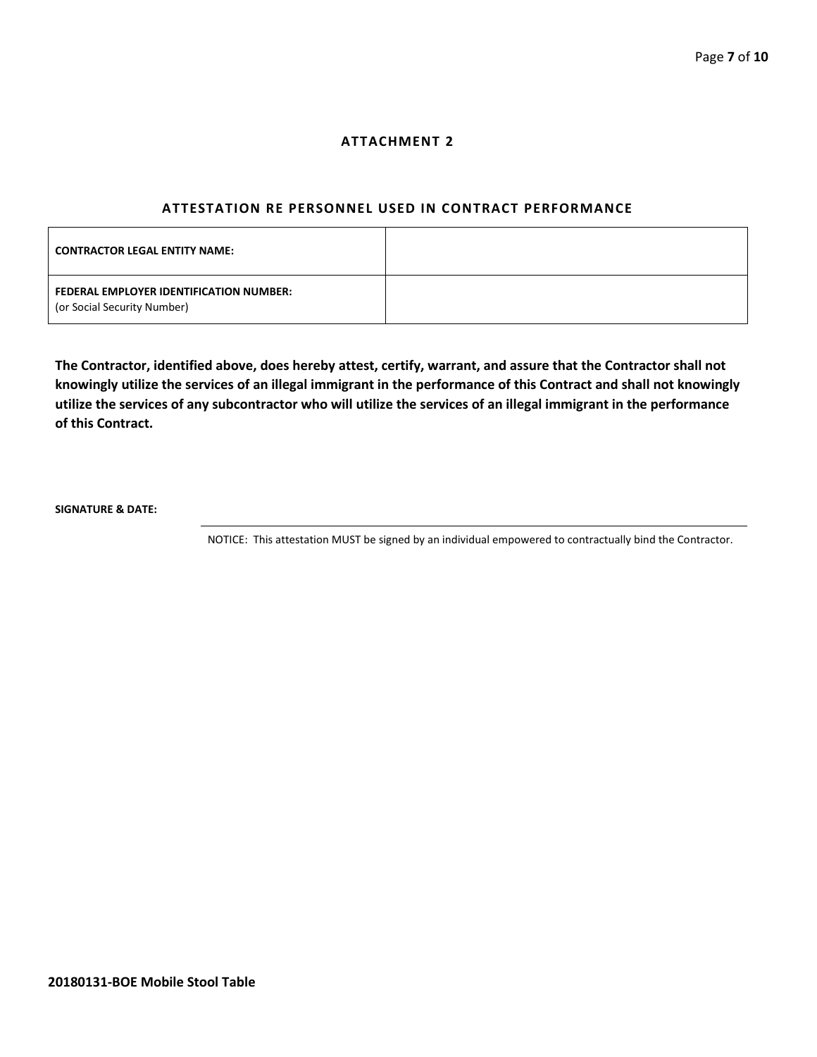## ATTACHMENT 2

### ATTESTATION RE PERSONNEL USED IN CONTRACT PERFORMANCE

| | |
|---|---|
| **CONTRACTOR LEGAL ENTITY NAME:** | |
| **FEDERAL EMPLOYER IDENTIFICATION NUMBER:** (or Social Security Number) | |

**The Contractor, identified above, does hereby attest, certify, warrant, and assure that the Contractor shall not knowingly utilize the services of an illegal immigrant in the performance of this Contract and shall not knowingly utilize the services of any subcontractor who will utilize the services of an illegal immigrant in the performance of this Contract.**

**SIGNATURE & DATE:**

NOTICE: This attestation MUST be signed by an individual empowered to contractually bind the Contractor.

**20180131-BOE Mobile Stool Table**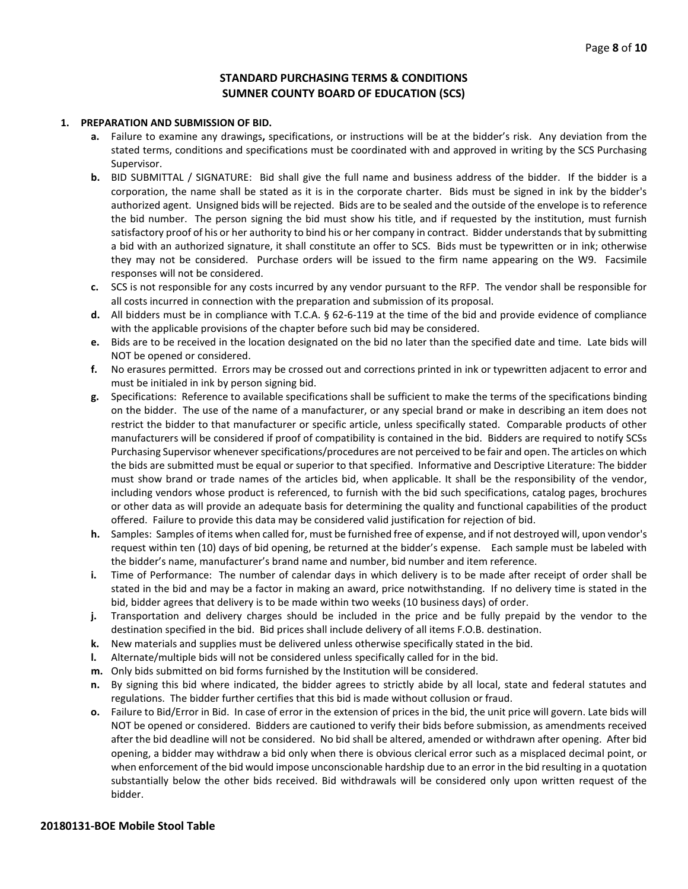## STANDARD PURCHASING TERMS & CONDITIONS
## SUMNER COUNTY BOARD OF EDUCATION (SCS)

**1. PREPARATION AND SUBMISSION OF BID.**

- **a.** Failure to examine any drawings**,** specifications, or instructions will be at the bidder's risk. Any deviation from the stated terms, conditions and specifications must be coordinated with and approved in writing by the SCS Purchasing Supervisor.
- **b.** BID SUBMITTAL / SIGNATURE: Bid shall give the full name and business address of the bidder. If the bidder is a corporation, the name shall be stated as it is in the corporate charter. Bids must be signed in ink by the bidder's authorized agent. Unsigned bids will be rejected. Bids are to be sealed and the outside of the envelope is to reference the bid number. The person signing the bid must show his title, and if requested by the institution, must furnish satisfactory proof of his or her authority to bind his or her company in contract. Bidder understands that by submitting a bid with an authorized signature, it shall constitute an offer to SCS. Bids must be typewritten or in ink; otherwise they may not be considered. Purchase orders will be issued to the firm name appearing on the W9. Facsimile responses will not be considered.
- **c.** SCS is not responsible for any costs incurred by any vendor pursuant to the RFP. The vendor shall be responsible for all costs incurred in connection with the preparation and submission of its proposal.
- **d.** All bidders must be in compliance with T.C.A. § 62-6-119 at the time of the bid and provide evidence of compliance with the applicable provisions of the chapter before such bid may be considered.
- **e.** Bids are to be received in the location designated on the bid no later than the specified date and time. Late bids will NOT be opened or considered.
- **f.** No erasures permitted. Errors may be crossed out and corrections printed in ink or typewritten adjacent to error and must be initialed in ink by person signing bid.
- **g.** Specifications: Reference to available specifications shall be sufficient to make the terms of the specifications binding on the bidder. The use of the name of a manufacturer, or any special brand or make in describing an item does not restrict the bidder to that manufacturer or specific article, unless specifically stated. Comparable products of other manufacturers will be considered if proof of compatibility is contained in the bid. Bidders are required to notify SCSs Purchasing Supervisor whenever specifications/procedures are not perceived to be fair and open. The articles on which the bids are submitted must be equal or superior to that specified. Informative and Descriptive Literature: The bidder must show brand or trade names of the articles bid, when applicable. It shall be the responsibility of the vendor, including vendors whose product is referenced, to furnish with the bid such specifications, catalog pages, brochures or other data as will provide an adequate basis for determining the quality and functional capabilities of the product offered. Failure to provide this data may be considered valid justification for rejection of bid.
- **h.** Samples: Samples of items when called for, must be furnished free of expense, and if not destroyed will, upon vendor's request within ten (10) days of bid opening, be returned at the bidder's expense. Each sample must be labeled with the bidder's name, manufacturer's brand name and number, bid number and item reference.
- **i.** Time of Performance: The number of calendar days in which delivery is to be made after receipt of order shall be stated in the bid and may be a factor in making an award, price notwithstanding. If no delivery time is stated in the bid, bidder agrees that delivery is to be made within two weeks (10 business days) of order.
- **j.** Transportation and delivery charges should be included in the price and be fully prepaid by the vendor to the destination specified in the bid. Bid prices shall include delivery of all items F.O.B. destination.
- **k.** New materials and supplies must be delivered unless otherwise specifically stated in the bid.
- **l.** Alternate/multiple bids will not be considered unless specifically called for in the bid.
- **m.** Only bids submitted on bid forms furnished by the Institution will be considered.
- **n.** By signing this bid where indicated, the bidder agrees to strictly abide by all local, state and federal statutes and regulations. The bidder further certifies that this bid is made without collusion or fraud.
- **o.** Failure to Bid/Error in Bid. In case of error in the extension of prices in the bid, the unit price will govern. Late bids will NOT be opened or considered. Bidders are cautioned to verify their bids before submission, as amendments received after the bid deadline will not be considered. No bid shall be altered, amended or withdrawn after opening. After bid opening, a bidder may withdraw a bid only when there is obvious clerical error such as a misplaced decimal point, or when enforcement of the bid would impose unconscionable hardship due to an error in the bid resulting in a quotation substantially below the other bids received. Bid withdrawals will be considered only upon written request of the bidder.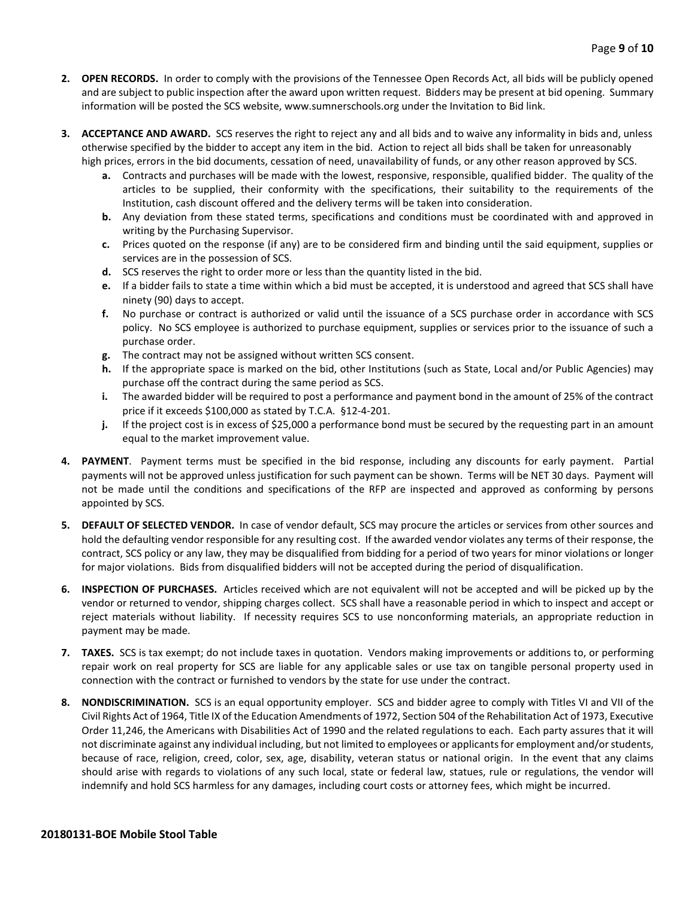2. **OPEN RECORDS.** In order to comply with the provisions of the Tennessee Open Records Act, all bids will be publicly opened and are subject to public inspection after the award upon written request. Bidders may be present at bid opening. Summary information will be posted the SCS website, www.sumnerschools.org under the Invitation to Bid link.

3. **ACCEPTANCE AND AWARD.** SCS reserves the right to reject any and all bids and to waive any informality in bids and, unless otherwise specified by the bidder to accept any item in the bid. Action to reject all bids shall be taken for unreasonably high prices, errors in the bid documents, cessation of need, unavailability of funds, or any other reason approved by SCS.
   - **a.** Contracts and purchases will be made with the lowest, responsive, responsible, qualified bidder. The quality of the articles to be supplied, their conformity with the specifications, their suitability to the requirements of the Institution, cash discount offered and the delivery terms will be taken into consideration.
   - **b.** Any deviation from these stated terms, specifications and conditions must be coordinated with and approved in writing by the Purchasing Supervisor.
   - **c.** Prices quoted on the response (if any) are to be considered firm and binding until the said equipment, supplies or services are in the possession of SCS.
   - **d.** SCS reserves the right to order more or less than the quantity listed in the bid.
   - **e.** If a bidder fails to state a time within which a bid must be accepted, it is understood and agreed that SCS shall have ninety (90) days to accept.
   - **f.** No purchase or contract is authorized or valid until the issuance of a SCS purchase order in accordance with SCS policy. No SCS employee is authorized to purchase equipment, supplies or services prior to the issuance of such a purchase order.
   - **g.** The contract may not be assigned without written SCS consent.
   - **h.** If the appropriate space is marked on the bid, other Institutions (such as State, Local and/or Public Agencies) may purchase off the contract during the same period as SCS.
   - **i.** The awarded bidder will be required to post a performance and payment bond in the amount of 25% of the contract price if it exceeds $100,000 as stated by T.C.A. §12-4-201.
   - **j.** If the project cost is in excess of $25,000 a performance bond must be secured by the requesting part in an amount equal to the market improvement value.

4. **PAYMENT**. Payment terms must be specified in the bid response, including any discounts for early payment. Partial payments will not be approved unless justification for such payment can be shown. Terms will be NET 30 days. Payment will not be made until the conditions and specifications of the RFP are inspected and approved as conforming by persons appointed by SCS.

5. **DEFAULT OF SELECTED VENDOR.** In case of vendor default, SCS may procure the articles or services from other sources and hold the defaulting vendor responsible for any resulting cost. If the awarded vendor violates any terms of their response, the contract, SCS policy or any law, they may be disqualified from bidding for a period of two years for minor violations or longer for major violations. Bids from disqualified bidders will not be accepted during the period of disqualification.

6. **INSPECTION OF PURCHASES.** Articles received which are not equivalent will not be accepted and will be picked up by the vendor or returned to vendor, shipping charges collect. SCS shall have a reasonable period in which to inspect and accept or reject materials without liability. If necessity requires SCS to use nonconforming materials, an appropriate reduction in payment may be made.

7. **TAXES.** SCS is tax exempt; do not include taxes in quotation. Vendors making improvements or additions to, or performing repair work on real property for SCS are liable for any applicable sales or use tax on tangible personal property used in connection with the contract or furnished to vendors by the state for use under the contract.

8. **NONDISCRIMINATION.** SCS is an equal opportunity employer. SCS and bidder agree to comply with Titles VI and VII of the Civil Rights Act of 1964, Title IX of the Education Amendments of 1972, Section 504 of the Rehabilitation Act of 1973, Executive Order 11,246, the Americans with Disabilities Act of 1990 and the related regulations to each. Each party assures that it will not discriminate against any individual including, but not limited to employees or applicants for employment and/or students, because of race, religion, creed, color, sex, age, disability, veteran status or national origin. In the event that any claims should arise with regards to violations of any such local, state or federal law, statues, rule or regulations, the vendor will indemnify and hold SCS harmless for any damages, including court costs or attorney fees, which might be incurred.

**20180131-BOE Mobile Stool Table**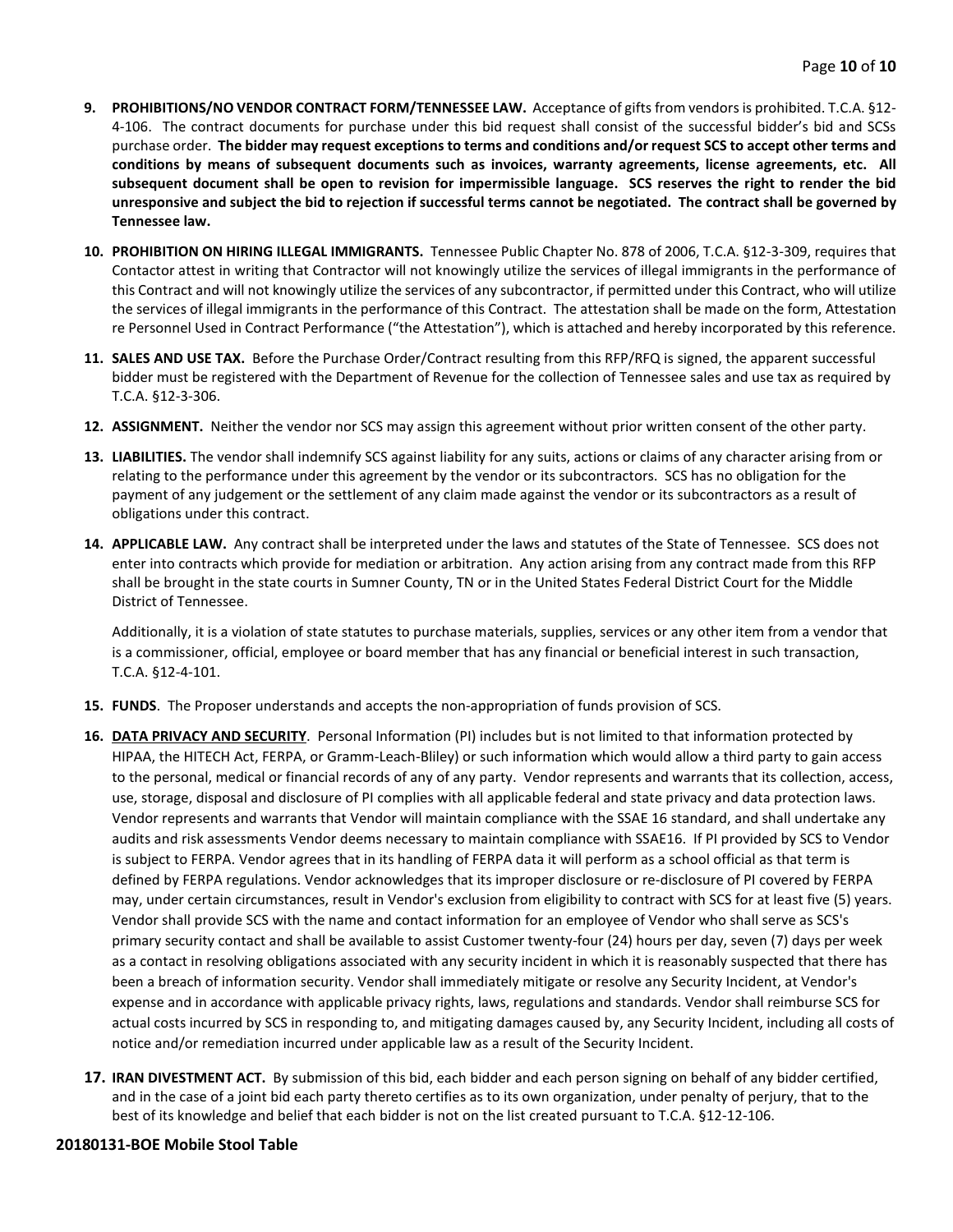9. **PROHIBITIONS/NO VENDOR CONTRACT FORM/TENNESSEE LAW.** Acceptance of gifts from vendors is prohibited. T.C.A. §12-4-106. The contract documents for purchase under this bid request shall consist of the successful bidder's bid and SCSs purchase order. **The bidder may request exceptions to terms and conditions and/or request SCS to accept other terms and conditions by means of subsequent documents such as invoices, warranty agreements, license agreements, etc. All subsequent document shall be open to revision for impermissible language. SCS reserves the right to render the bid unresponsive and subject the bid to rejection if successful terms cannot be negotiated. The contract shall be governed by Tennessee law.**

10. **PROHIBITION ON HIRING ILLEGAL IMMIGRANTS.** Tennessee Public Chapter No. 878 of 2006, T.C.A. §12-3-309, requires that Contactor attest in writing that Contractor will not knowingly utilize the services of illegal immigrants in the performance of this Contract and will not knowingly utilize the services of any subcontractor, if permitted under this Contract, who will utilize the services of illegal immigrants in the performance of this Contract. The attestation shall be made on the form, Attestation re Personnel Used in Contract Performance ("the Attestation"), which is attached and hereby incorporated by this reference.

11. **SALES AND USE TAX.** Before the Purchase Order/Contract resulting from this RFP/RFQ is signed, the apparent successful bidder must be registered with the Department of Revenue for the collection of Tennessee sales and use tax as required by T.C.A. §12-3-306.

12. **ASSIGNMENT.** Neither the vendor nor SCS may assign this agreement without prior written consent of the other party.

13. **LIABILITIES.** The vendor shall indemnify SCS against liability for any suits, actions or claims of any character arising from or relating to the performance under this agreement by the vendor or its subcontractors. SCS has no obligation for the payment of any judgement or the settlement of any claim made against the vendor or its subcontractors as a result of obligations under this contract.

14. **APPLICABLE LAW.** Any contract shall be interpreted under the laws and statutes of the State of Tennessee. SCS does not enter into contracts which provide for mediation or arbitration. Any action arising from any contract made from this RFP shall be brought in the state courts in Sumner County, TN or in the United States Federal District Court for the Middle District of Tennessee.

    Additionally, it is a violation of state statutes to purchase materials, supplies, services or any other item from a vendor that is a commissioner, official, employee or board member that has any financial or beneficial interest in such transaction, T.C.A. §12-4-101.

15. **FUNDS**. The Proposer understands and accepts the non-appropriation of funds provision of SCS.

16. **DATA PRIVACY AND SECURITY**. Personal Information (PI) includes but is not limited to that information protected by HIPAA, the HITECH Act, FERPA, or Gramm-Leach-Bliley) or such information which would allow a third party to gain access to the personal, medical or financial records of any of any party. Vendor represents and warrants that its collection, access, use, storage, disposal and disclosure of PI complies with all applicable federal and state privacy and data protection laws. Vendor represents and warrants that Vendor will maintain compliance with the SSAE 16 standard, and shall undertake any audits and risk assessments Vendor deems necessary to maintain compliance with SSAE16. If PI provided by SCS to Vendor is subject to FERPA. Vendor agrees that in its handling of FERPA data it will perform as a school official as that term is defined by FERPA regulations. Vendor acknowledges that its improper disclosure or re-disclosure of PI covered by FERPA may, under certain circumstances, result in Vendor's exclusion from eligibility to contract with SCS for at least five (5) years. Vendor shall provide SCS with the name and contact information for an employee of Vendor who shall serve as SCS's primary security contact and shall be available to assist Customer twenty-four (24) hours per day, seven (7) days per week as a contact in resolving obligations associated with any security incident in which it is reasonably suspected that there has been a breach of information security. Vendor shall immediately mitigate or resolve any Security Incident, at Vendor's expense and in accordance with applicable privacy rights, laws, regulations and standards. Vendor shall reimburse SCS for actual costs incurred by SCS in responding to, and mitigating damages caused by, any Security Incident, including all costs of notice and/or remediation incurred under applicable law as a result of the Security Incident.

17. **IRAN DIVESTMENT ACT.** By submission of this bid, each bidder and each person signing on behalf of any bidder certified, and in the case of a joint bid each party thereto certifies as to its own organization, under penalty of perjury, that to the best of its knowledge and belief that each bidder is not on the list created pursuant to T.C.A. §12-12-106.

**20180131-BOE Mobile Stool Table**